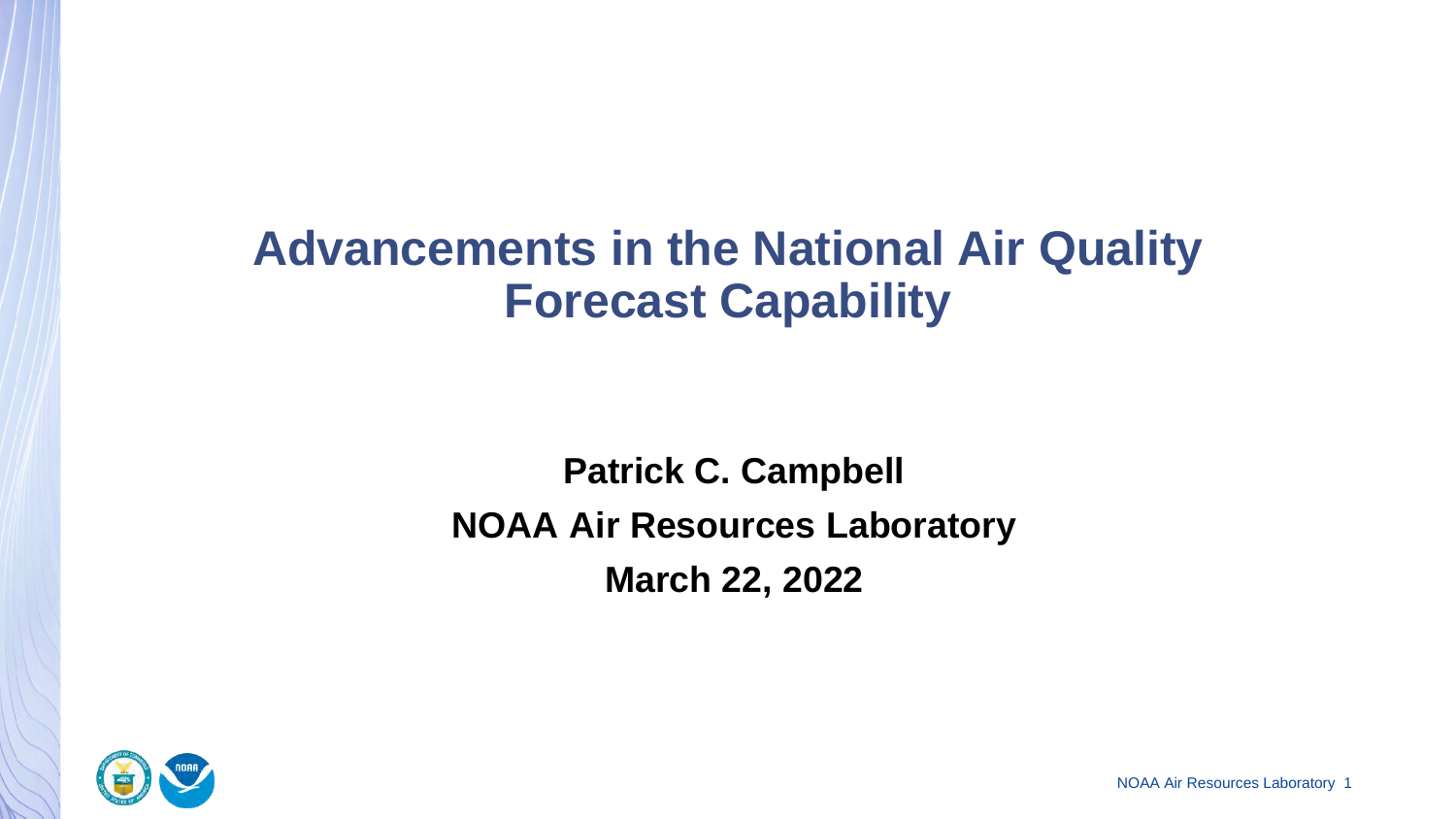# Advancements in the National Air Quality Forecast Capability

**Patrick C. Campbell**

**NOAA Air Resources Laboratory**

**March 22, 2022**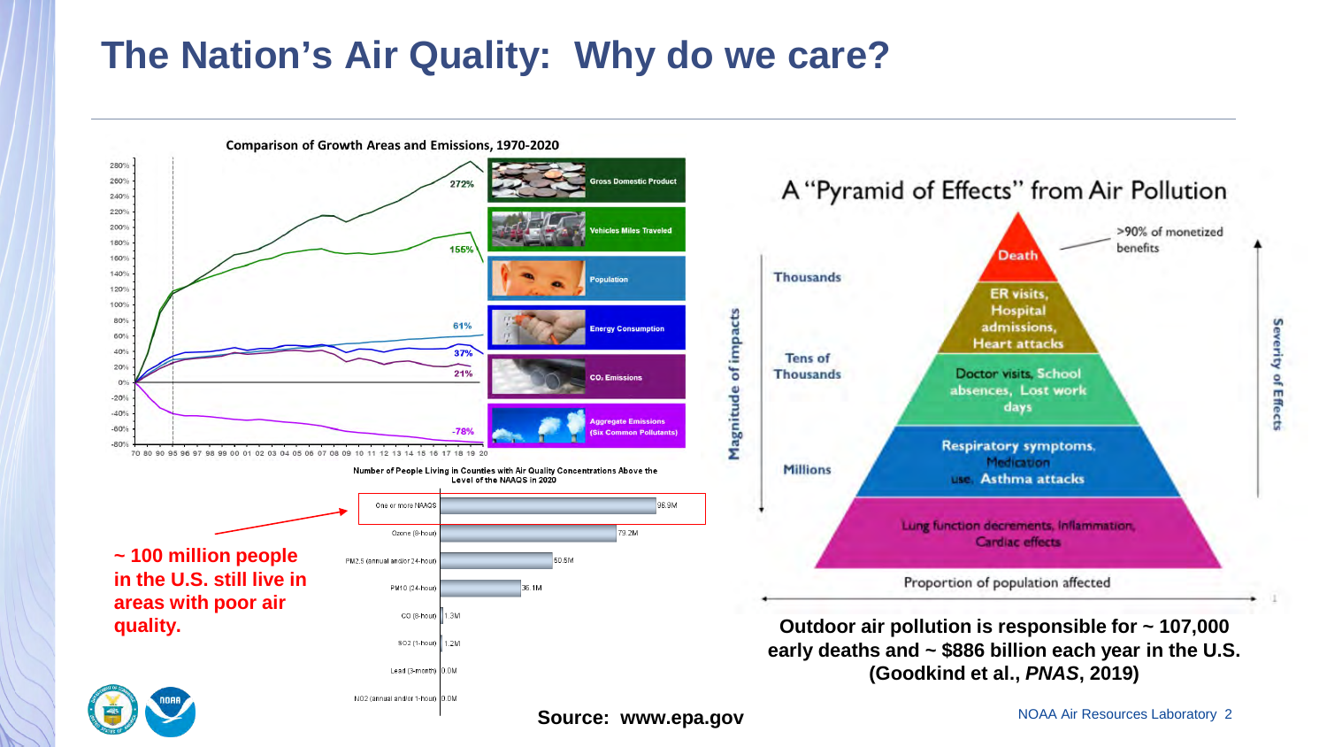# The Nation's Air Quality: Why do we care?

**Comparison of Growth Areas and Emissions, 1970-2020**

| Category | Change |
|---|---|
| Gross Domestic Product | 272% |
| Vehicles Miles Traveled | 155% |
| Population | 61% |
| Energy Consumption | 37% |
| $CO_2$ Emissions | 21% |
| Aggregate Emissions (Six Common Pollutants) | -78% |

**Number of People Living in Counties with Air Quality Concentrations Above the Level of the NAAQS in 2020**

| Pollutant | People |
|---|---|
| One or more NAAQS | 96.9M |
| Ozone (8-hour) | 73.2M |
| PM2.5 (annual and/or 24-hour) | 50.5M |
| PM10 (24-hour) | 36.1M |
| CO (8-hour) | 1.3M |
| SO2 (1-hour) | 1.2M |
| Lead (3-month) | 0.0M |
| NO2 (annual and/or 1-hour) | 0.0M |

**~ 100 million people in the U.S. still live in areas with poor air quality.**

## A "Pyramid of Effects" from Air Pollution

| Magnitude of impacts | Effects (increasing severity toward top) |
|---|---|
| Thousands | Death (>90% of monetized benefits) |
| Thousands | ER visits, Hospital admissions, Heart attacks |
| Tens of Thousands | Doctor visits, School absences, Lost work days |
| Millions | Respiratory symptoms, Medication use, Asthma attacks |
| | Lung function decrements, Inflammation, Cardiac effects |

Proportion of population affected

**Outdoor air pollution is responsible for ~ 107,000 early deaths and ~ $886 billion each year in the U.S. (Goodkind et al., *PNAS*, 2019)**

**Source: www.epa.gov**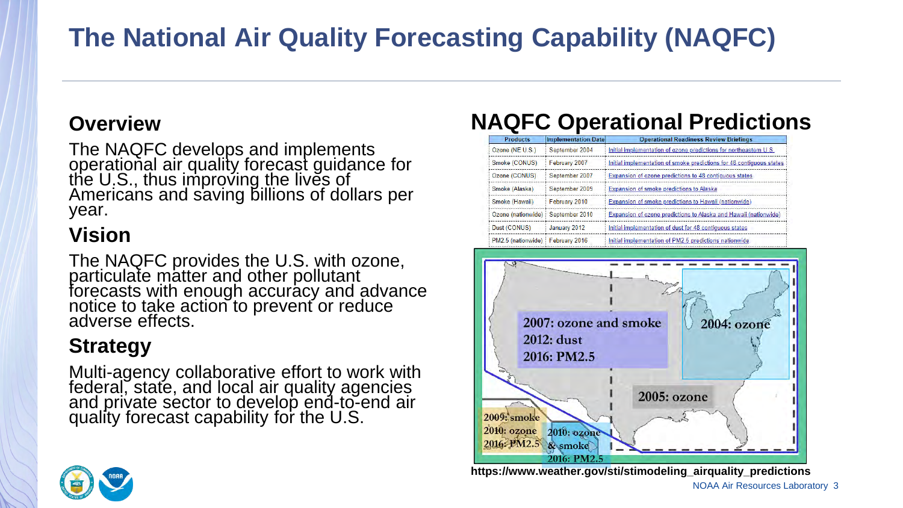# The National Air Quality Forecasting Capability (NAQFC)

## Overview

The NAQFC develops and implements operational air quality forecast guidance for the U.S., thus improving the lives of Americans and saving billions of dollars per year.

## Vision

The NAQFC provides the U.S. with ozone, particulate matter and other pollutant forecasts with enough accuracy and advance notice to take action to prevent or reduce adverse effects.

## Strategy

Multi-agency collaborative effort to work with federal, state, and local air quality agencies and private sector to develop end-to-end air quality forecast capability for the U.S.

## NAQFC Operational Predictions

| Products | Implementation Date | Operational Readiness Review Briefings |
|---|---|---|
| Ozone (NE U.S.) | September 2004 | Initial implementation of ozone predictions for northeastern U.S. |
| Smoke (CONUS) | February 2007 | Initial implementation of smoke predictions for 48 contiguous states |
| Ozone (CONUS) | September 2007 | Expansion of ozone predictions to 48 contiguous states |
| Smoke (Alaska) | September 2009 | Expansion of smoke predictions to Alaska |
| Smoke (Hawaii) | February 2010 | Expansion of smoke predictions to Hawaii (nationwide) |
| Ozone (nationwide) | September 2010 | Expansion of ozone predictions to Alaska and Hawaii (nationwide) |
| Dust (CONUS) | January 2012 | Initial implementation of dust for 48 contiguous states |
| PM2.5 (nationwide) | February 2016 | Initial implementation of PM2.5 predictions nationwide |

2007: ozone and smoke
2012: dust
2016: PM2.5

2004: ozone

2005: ozone

2009: smoke
2010: ozone
2016: PM2.5

2010: ozone & smoke
2016: PM2.5

https://www.weather.gov/sti/stimodeling_airquality_predictions

NOAA Air Resources Laboratory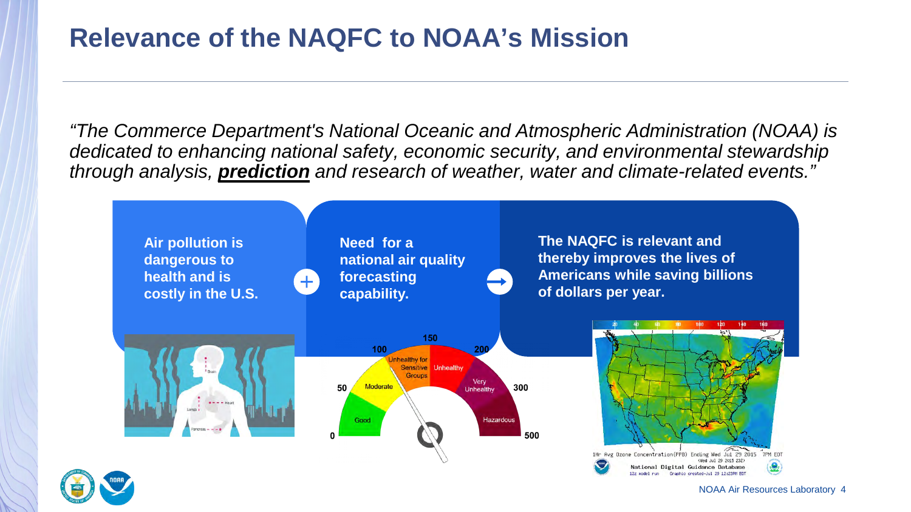# Relevance of the NAQFC to NOAA's Mission

*"The Commerce Department's National Oceanic and Atmospheric Administration (NOAA) is dedicated to enhancing national safety, economic security, and environmental stewardship through analysis, **prediction** and research of weather, water and climate-related events."*

**Air pollution is dangerous to health and is costly in the U.S.**

+

**Need for a national air quality forecasting capability.**

→

**The NAQFC is relevant and thereby improves the lives of Americans while saving billions of dollars per year.**

Brain, Lungs, Heart, Pancreas

0, 50, 100, 150, 200, 300, 500

Good, Moderate, Unhealthy for Sensitive Groups, Unhealthy, Very Unhealthy, Hazardous

20, 40, 60, 80, 100, 120, 140, 160

1Hr Avg Ozone Concentration(PPB) Ending Wed Jul 29 2015 7PM EDT (Wed Jul 29 2015 23Z)
National Digital Guidance Database
12z model run Graphic created-Jul 29 12:23PM EDT

NOAA Air Resources Laboratory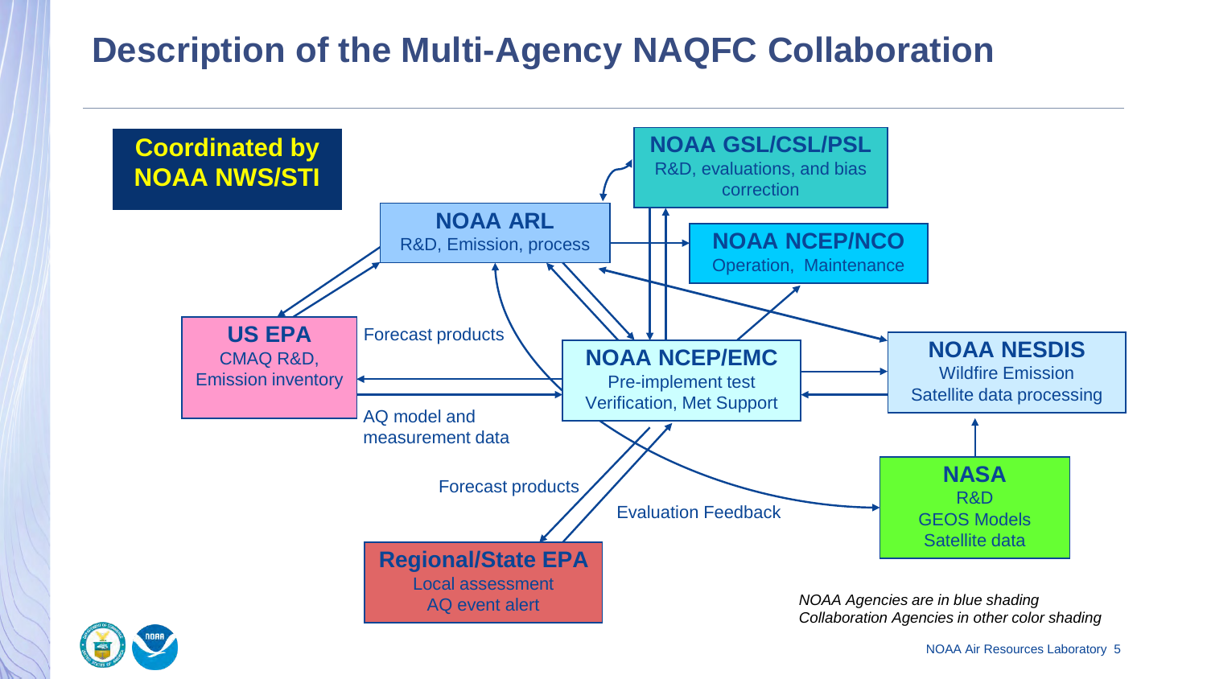# Description of the Multi-Agency NAQFC Collaboration

**Coordinated by NOAA NWS/STI**

**NOAA GSL/CSL/PSL**
R&D, evaluations, and bias correction

**NOAA ARL**
R&D, Emission, process

**NOAA NCEP/NCO**
Operation, Maintenance

**US EPA**
CMAQ R&D, Emission inventory

Forecast products

AQ model and measurement data

**NOAA NCEP/EMC**
Pre-implement test
Verification, Met Support

**NOAA NESDIS**
Wildfire Emission
Satellite data processing

**NASA**
R&D
GEOS Models
Satellite data

Forecast products

Evaluation Feedback

**Regional/State EPA**
Local assessment
AQ event alert

*NOAA Agencies are in blue shading*
*Collaboration Agencies in other color shading*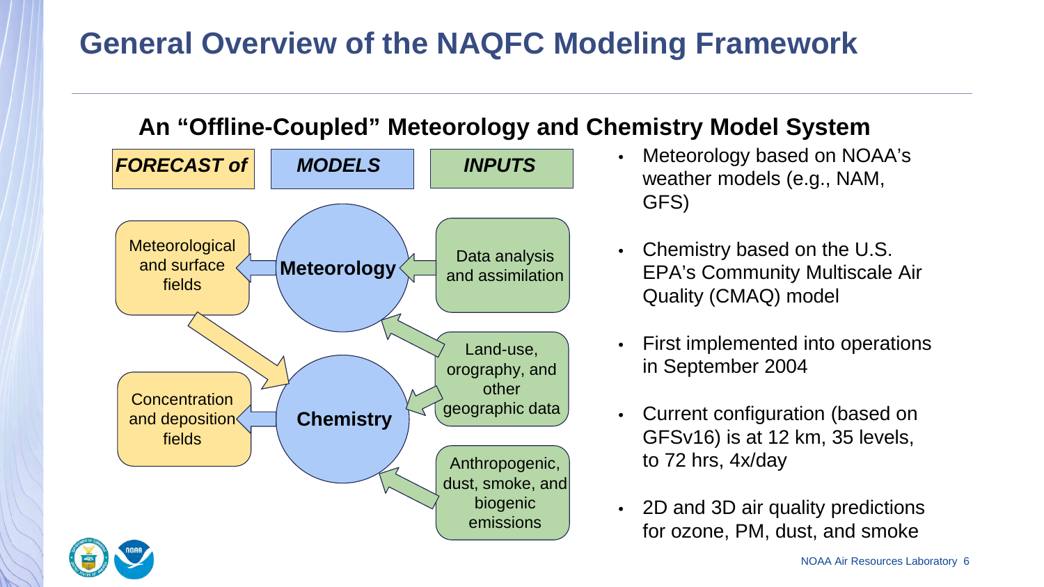# General Overview of the NAQFC Modeling Framework

## An "Offline-Coupled" Meteorology and Chemistry Model System

| *FORECAST of* | *MODELS* | *INPUTS* |
|---|---|---|
| Meteorological and surface fields | **Meteorology** | Data analysis and assimilation |
| | | Land-use, orography, and other geographic data |
| Concentration and deposition fields | **Chemistry** | Anthropogenic, dust, smoke, and biogenic emissions |

- Meteorology based on NOAA's weather models (e.g., NAM, GFS)
- Chemistry based on the U.S. EPA's Community Multiscale Air Quality (CMAQ) model
- First implemented into operations in September 2004
- Current configuration (based on GFSv16) is at 12 km, 35 levels, to 72 hrs, 4x/day
- 2D and 3D air quality predictions for ozone, PM, dust, and smoke

NOAA Air Resources Laboratory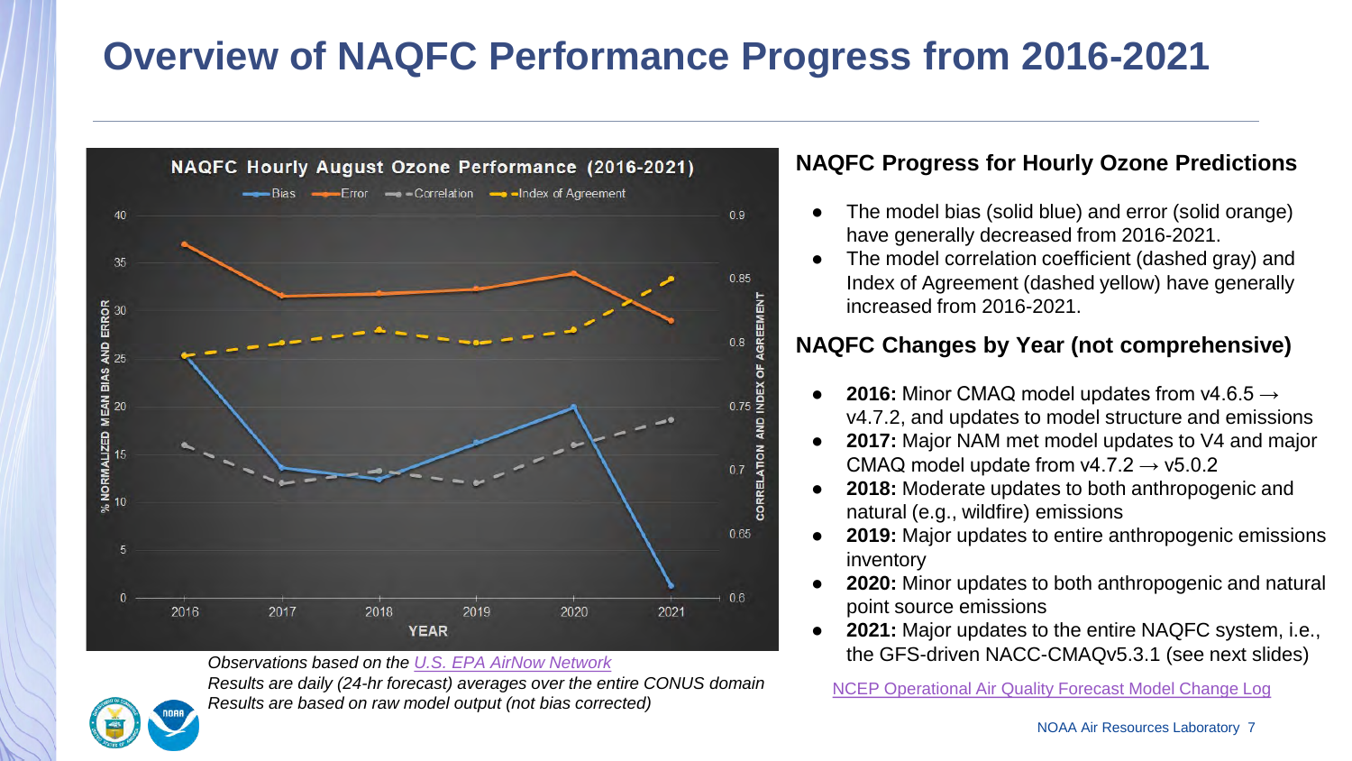# Overview of NAQFC Performance Progress from 2016-2021

*Observations based on the U.S. EPA AirNow Network*
*Results are daily (24-hr forecast) averages over the entire CONUS domain*
*Results are based on raw model output (not bias corrected)*

## NAQFC Progress for Hourly Ozone Predictions

- The model bias (solid blue) and error (solid orange) have generally decreased from 2016-2021.
- The model correlation coefficient (dashed gray) and Index of Agreement (dashed yellow) have generally increased from 2016-2021.

## NAQFC Changes by Year (not comprehensive)

- **2016:** Minor CMAQ model updates from v4.6.5 → v4.7.2, and updates to model structure and emissions
- **2017:** Major NAM met model updates to V4 and major CMAQ model update from v4.7.2 → v5.0.2
- **2018:** Moderate updates to both anthropogenic and natural (e.g., wildfire) emissions
- **2019:** Major updates to entire anthropogenic emissions inventory
- **2020:** Minor updates to both anthropogenic and natural point source emissions
- **2021:** Major updates to the entire NAQFC system, i.e., the GFS-driven NACC-CMAQv5.3.1 (see next slides)

NCEP Operational Air Quality Forecast Model Change Log

NOAA Air Resources Laboratory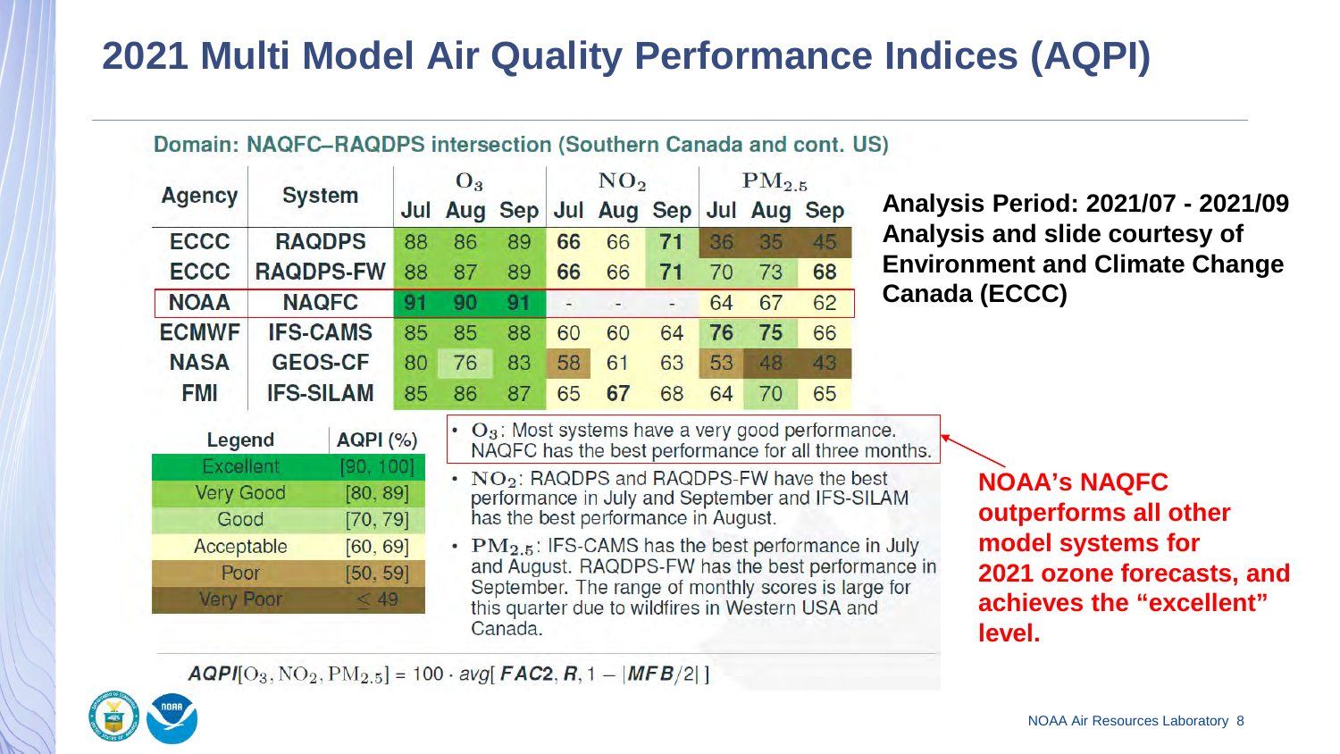# 2021 Multi Model Air Quality Performance Indices (AQPI)

**Domain: NAQFC–RAQDPS intersection (Southern Canada and cont. US)**

| Agency | System | $O_3$ | | | $NO_2$ | | | $PM_{2.5}$ | | |
|---|---|---|---|---|---|---|---|---|---|---|
| | | Jul | Aug | Sep | Jul | Aug | Sep | Jul | Aug | Sep |
| ECCC | RAQDPS | 88 | 86 | 89 | **66** | 66 | **71** | 36 | 35 | 45 |
| ECCC | RAQDPS-FW | 88 | 87 | 89 | **66** | 66 | **71** | 70 | 73 | **68** |
| NOAA | NAQFC | **91** | **90** | **91** | - | - | - | 64 | 67 | 62 |
| ECMWF | IFS-CAMS | 85 | 85 | 88 | 60 | 60 | 64 | **76** | **75** | 66 |
| NASA | GEOS-CF | 80 | 76 | 83 | 58 | 61 | 63 | 53 | 48 | 43 |
| FMI | IFS-SILAM | 85 | 86 | 87 | 65 | **67** | 68 | 64 | 70 | 65 |

| Legend | AQPI (%) |
|---|---|
| Excellent | [90, 100] |
| Very Good | [80, 89] |
| Good | [70, 79] |
| Acceptable | [60, 69] |
| Poor | [50, 59] |
| Very Poor | ≤ 49 |

- $O_3$: Most systems have a very good performance. NAQFC has the best performance for all three months.
- $NO_2$: RAQDPS and RAQDPS-FW have the best performance in July and September and IFS-SILAM has the best performance in August.
- $PM_{2.5}$: IFS-CAMS has the best performance in July and August. RAQDPS-FW has the best performance in September. The range of monthly scores is large for this quarter due to wildfires in Western USA and Canada.

$$AQPI[O_3, NO_2, PM_{2.5}] = 100 \cdot avg[\,FAC2, R, 1 - |MFB/2|\,]$$

**Analysis Period: 2021/07 - 2021/09**
**Analysis and slide courtesy of Environment and Climate Change Canada (ECCC)**

**NOAA's NAQFC outperforms all other model systems for 2021 ozone forecasts, and achieves the "excellent" level.**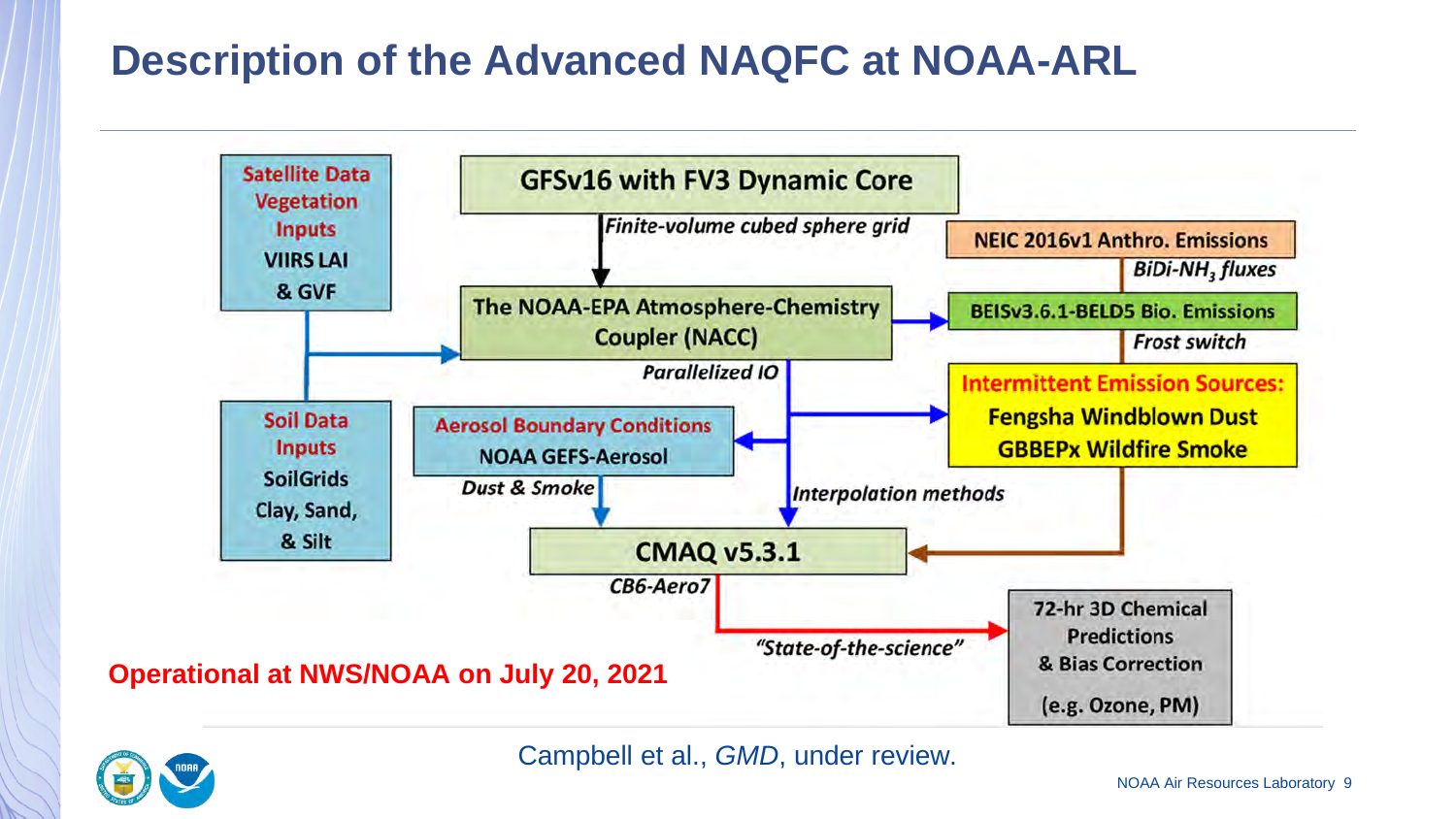# Description of the Advanced NAQFC at NOAA-ARL

**Satellite Data Vegetation Inputs**
VIIRS LAI & GVF

**Soil Data Inputs**
SoilGrids Clay, Sand, & Silt

**GFSv16 with FV3 Dynamic Core**

*Finite-volume cubed sphere grid*

**The NOAA-EPA Atmosphere-Chemistry Coupler (NACC)**

*Parallelized IO*

**NEIC 2016v1 Anthro. Emissions**

*BiDi-$NH_3$ fluxes*

**BEISv3.6.1-BELD5 Bio. Emissions**

*Frost switch*

**Intermittent Emission Sources:**
Fengsha Windblown Dust
GBBEPx Wildfire Smoke

**Aerosol Boundary Conditions**
NOAA GEFS-Aerosol

*Dust & Smoke*

*Interpolation methods*

**CMAQ v5.3.1**

*CB6-Aero7*

*"State-of-the-science"*

**72-hr 3D Chemical Predictions & Bias Correction**
(e.g. Ozone, PM)

**Operational at NWS/NOAA on July 20, 2021**

Campbell et al., *GMD*, under review.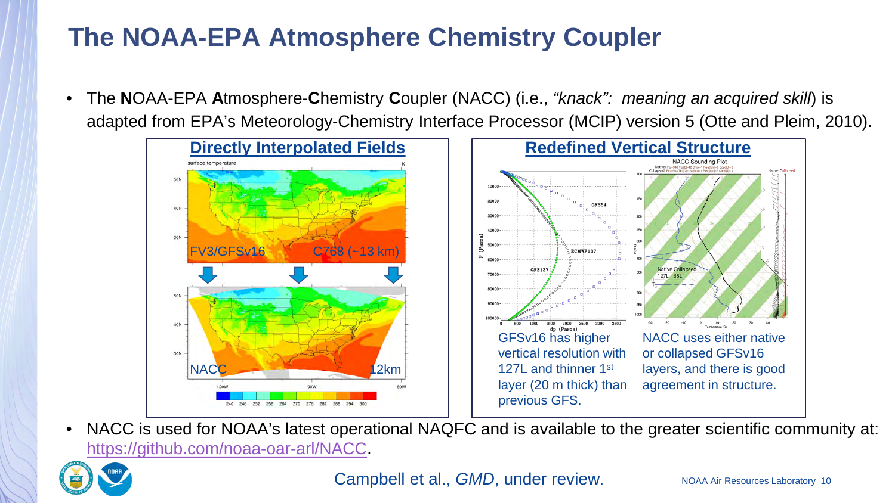# The NOAA-EPA Atmosphere Chemistry Coupler

- The **N**OAA-EPA **A**tmosphere-**C**hemistry **C**oupler (NACC) (i.e., *"knack": meaning an acquired skill*) is adapted from EPA's Meteorology-Chemistry Interface Processor (MCIP) version 5 (Otte and Pleim, 2010).

## Directly Interpolated Fields

FV3/GFSv16 C768 (~13 km)

NACC 12km

## Redefined Vertical Structure

GFSv16 has higher vertical resolution with 127L and thinner 1st layer (20 m thick) than previous GFS.

NACC uses either native or collapsed GFSv16 layers, and there is good agreement in structure.

- NACC is used for NOAA's latest operational NAQFC and is available to the greater scientific community at: https://github.com/noaa-oar-arl/NACC.

Campbell et al., *GMD*, under review.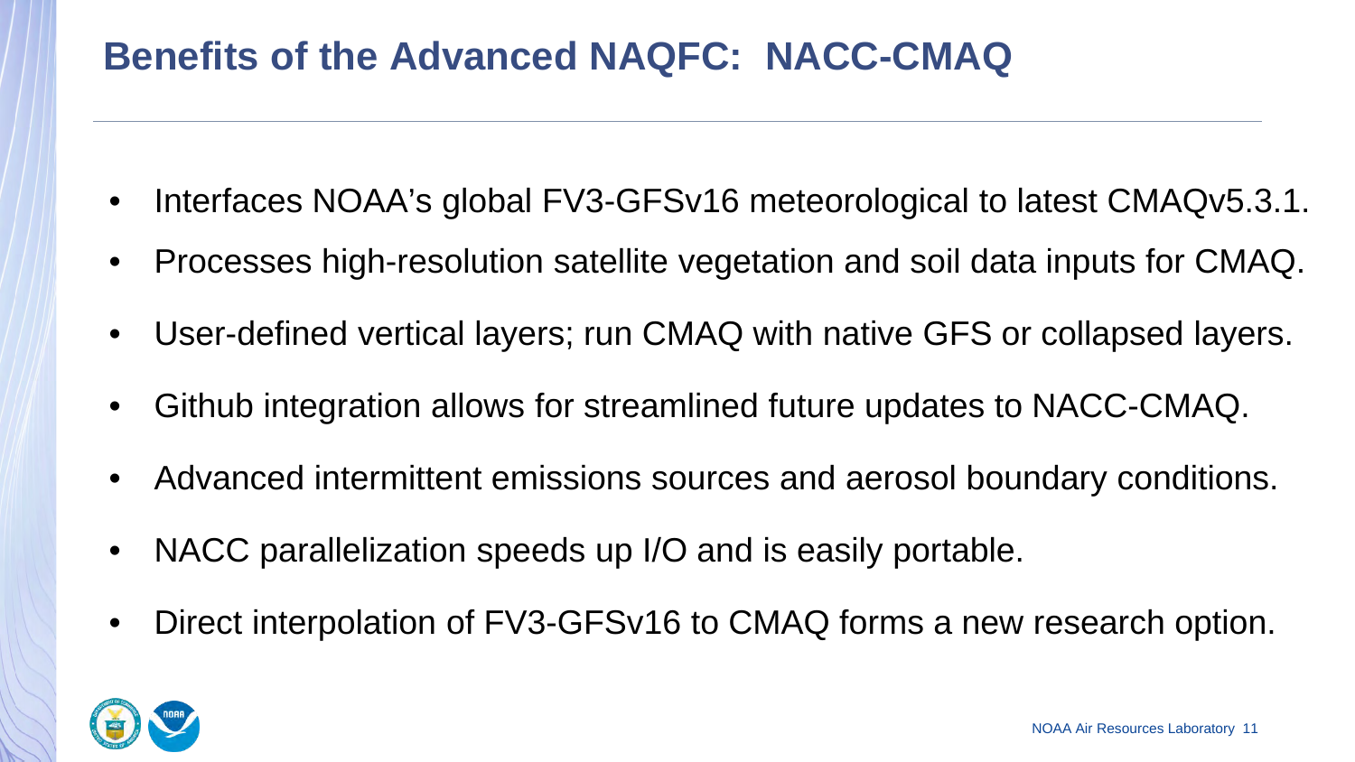# Benefits of the Advanced NAQFC: NACC-CMAQ

- Interfaces NOAA's global FV3-GFSv16 meteorological to latest CMAQv5.3.1.
- Processes high-resolution satellite vegetation and soil data inputs for CMAQ.
- User-defined vertical layers; run CMAQ with native GFS or collapsed layers.
- Github integration allows for streamlined future updates to NACC-CMAQ.
- Advanced intermittent emissions sources and aerosol boundary conditions.
- NACC parallelization speeds up I/O and is easily portable.
- Direct interpolation of FV3-GFSv16 to CMAQ forms a new research option.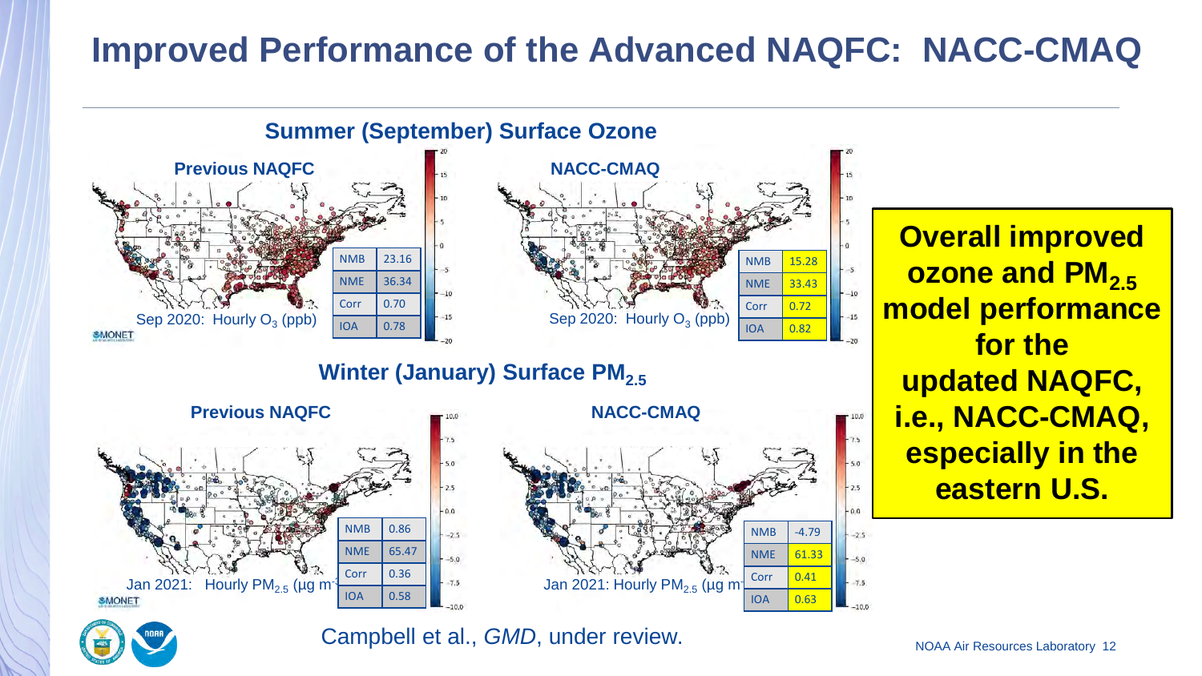# Improved Performance of the Advanced NAQFC: NACC-CMAQ

## Summer (September) Surface Ozone

**Previous NAQFC**

Sep 2020: Hourly $O_3$ (ppb)

| NMB | 23.16 |
|---|---|
| NME | 36.34 |
| Corr | 0.70 |
| IOA | 0.78 |

**NACC-CMAQ**

Sep 2020: Hourly $O_3$ (ppb)

| NMB | 15.28 |
|---|---|
| NME | 33.43 |
| Corr | 0.72 |
| IOA | 0.82 |

## Winter (January) Surface $PM_{2.5}$

**Previous NAQFC**

Jan 2021: Hourly $PM_{2.5}$ (μg $m^{-3}$)

| NMB | 0.86 |
|---|---|
| NME | 65.47 |
| Corr | 0.36 |
| IOA | 0.58 |

**NACC-CMAQ**

Jan 2021: Hourly $PM_{2.5}$ (μg $m^{-3}$)

| NMB | -4.79 |
|---|---|
| NME | 61.33 |
| Corr | 0.41 |
| IOA | 0.63 |

**Overall improved ozone and $PM_{2.5}$ model performance for the updated NAQFC, i.e., NACC-CMAQ, especially in the eastern U.S.**

Campbell et al., *GMD*, under review.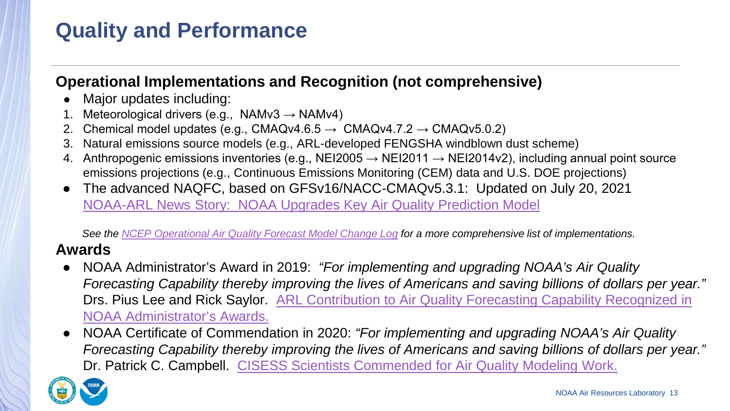# Quality and Performance

## Operational Implementations and Recognition (not comprehensive)

- Major updates including:

1. Meteorological drivers (e.g., NAMv3 → NAMv4)
2. Chemical model updates (e.g., CMAQv4.6.5 → CMAQv4.7.2 → CMAQv5.0.2)
3. Natural emissions source models (e.g., ARL-developed FENGSHA windblown dust scheme)
4. Anthropogenic emissions inventories (e.g., NEI2005 → NEI2011 → NEI2014v2), including annual point source emissions projections (e.g., Continuous Emissions Monitoring (CEM) data and U.S. DOE projections)

- The advanced NAQFC, based on GFSv16/NACC-CMAQv5.3.1: Updated on July 20, 2021
  NOAA-ARL News Story: NOAA Upgrades Key Air Quality Prediction Model

*See the NCEP Operational Air Quality Forecast Model Change Log for a more comprehensive list of implementations.*

## Awards

- NOAA Administrator's Award in 2019: *"For implementing and upgrading NOAA's Air Quality Forecasting Capability thereby improving the lives of Americans and saving billions of dollars per year."* Drs. Pius Lee and Rick Saylor. ARL Contribution to Air Quality Forecasting Capability Recognized in NOAA Administrator's Awards.
- NOAA Certificate of Commendation in 2020: *"For implementing and upgrading NOAA's Air Quality Forecasting Capability thereby improving the lives of Americans and saving billions of dollars per year."* Dr. Patrick C. Campbell. CISESS Scientists Commended for Air Quality Modeling Work.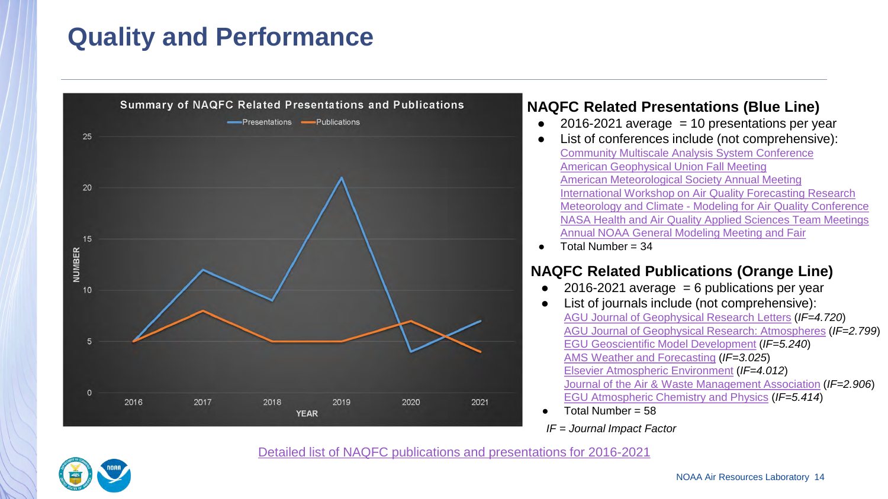# Quality and Performance

**Summary of NAQFC Related Presentations and Publications**

| YEAR | Presentations | Publications |
|---|---|---|
| 2016 | 5 | 5 |
| 2017 | 12 | 8 |
| 2018 | 9 | 5 |
| 2019 | 21 | 5 |
| 2020 | 4 | 7 |
| 2021 | 7 | 4 |

## NAQFC Related Presentations (Blue Line)

- 2016-2021 average = 10 presentations per year
- List of conferences include (not comprehensive):
  - Community Multiscale Analysis System Conference
  - American Geophysical Union Fall Meeting
  - American Meteorological Society Annual Meeting
  - International Workshop on Air Quality Forecasting Research
  - Meteorology and Climate - Modeling for Air Quality Conference
  - NASA Health and Air Quality Applied Sciences Team Meetings
  - Annual NOAA General Modeling Meeting and Fair
- Total Number = 34

## NAQFC Related Publications (Orange Line)

- 2016-2021 average = 6 publications per year
- List of journals include (not comprehensive):
  - AGU Journal of Geophysical Research Letters (*IF=4.720*)
  - AGU Journal of Geophysical Research: Atmospheres (*IF=2.799*)
  - EGU Geoscientific Model Development (*IF=5.240*)
  - AMS Weather and Forecasting (*IF=3.025*)
  - Elsevier Atmospheric Environment (*IF=4.012*)
  - Journal of the Air & Waste Management Association (*IF=2.906*)
  - EGU Atmospheric Chemistry and Physics (*IF=5.414*)
- Total Number = 58

*IF = Journal Impact Factor*

Detailed list of NAQFC publications and presentations for 2016-2021

NOAA Air Resources Laboratory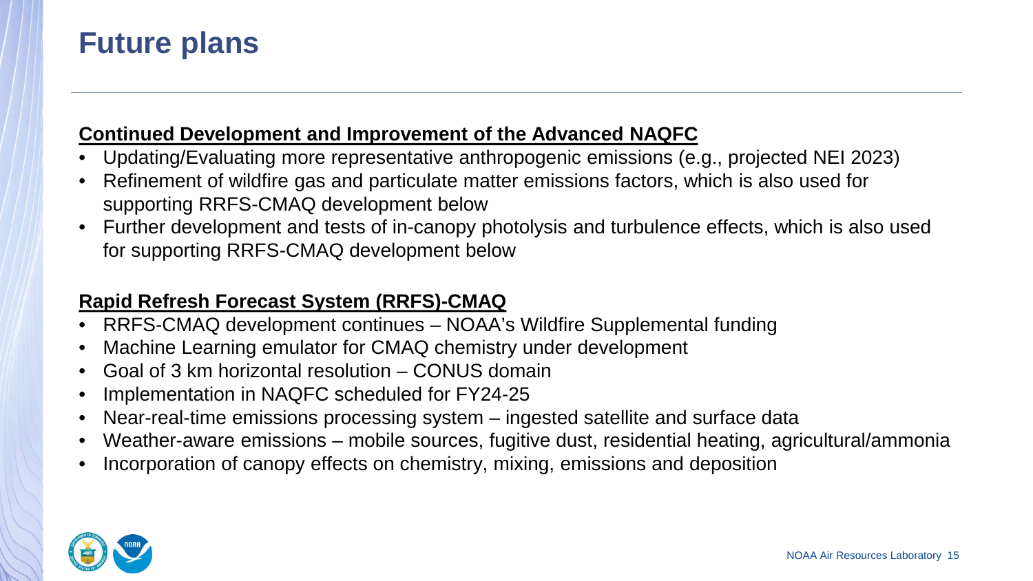# Future plans

**Continued Development and Improvement of the Advanced NAQFC**

- Updating/Evaluating more representative anthropogenic emissions (e.g., projected NEI 2023)
- Refinement of wildfire gas and particulate matter emissions factors, which is also used for supporting RRFS-CMAQ development below
- Further development and tests of in-canopy photolysis and turbulence effects, which is also used for supporting RRFS-CMAQ development below

**Rapid Refresh Forecast System (RRFS)-CMAQ**

- RRFS-CMAQ development continues – NOAA's Wildfire Supplemental funding
- Machine Learning emulator for CMAQ chemistry under development
- Goal of 3 km horizontal resolution – CONUS domain
- Implementation in NAQFC scheduled for FY24-25
- Near-real-time emissions processing system – ingested satellite and surface data
- Weather-aware emissions – mobile sources, fugitive dust, residential heating, agricultural/ammonia
- Incorporation of canopy effects on chemistry, mixing, emissions and deposition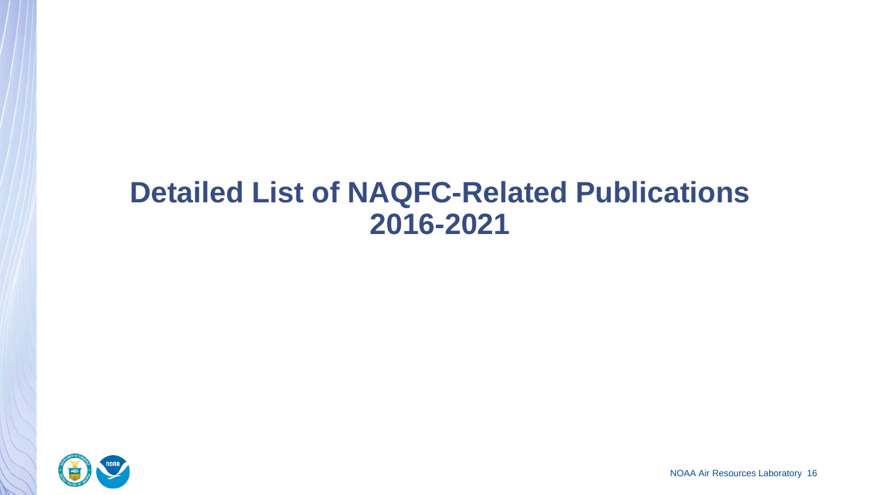# Detailed List of NAQFC-Related Publications 2016-2021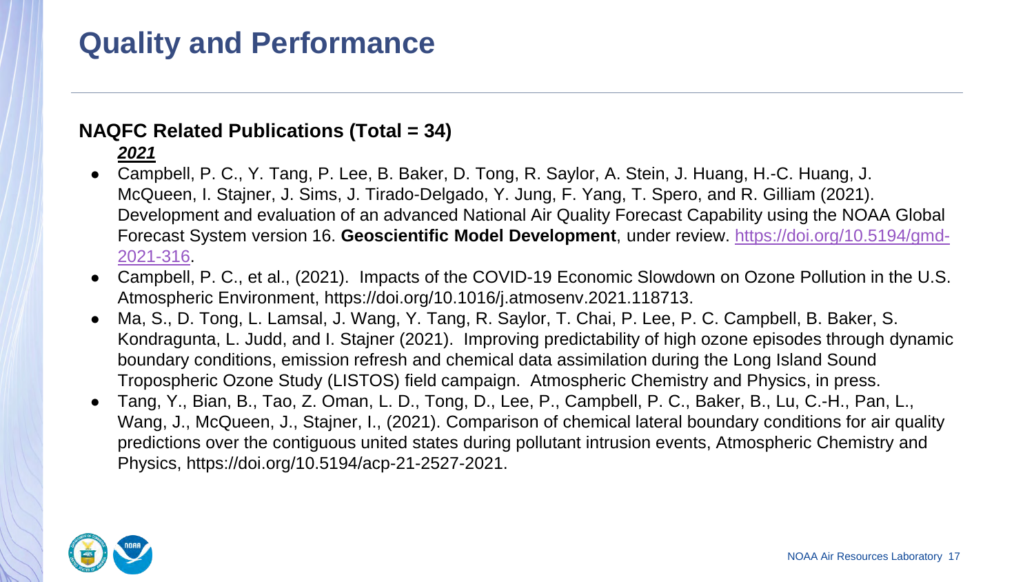# Quality and Performance

**NAQFC Related Publications (Total = 34)**

***2021***

- Campbell, P. C., Y. Tang, P. Lee, B. Baker, D. Tong, R. Saylor, A. Stein, J. Huang, H.-C. Huang, J. McQueen, I. Stajner, J. Sims, J. Tirado-Delgado, Y. Jung, F. Yang, T. Spero, and R. Gilliam (2021). Development and evaluation of an advanced National Air Quality Forecast Capability using the NOAA Global Forecast System version 16. **Geoscientific Model Development**, under review. [https://doi.org/10.5194/gmd-2021-316](https://doi.org/10.5194/gmd-2021-316).
- Campbell, P. C., et al., (2021). Impacts of the COVID-19 Economic Slowdown on Ozone Pollution in the U.S. Atmospheric Environment, https://doi.org/10.1016/j.atmosenv.2021.118713.
- Ma, S., D. Tong, L. Lamsal, J. Wang, Y. Tang, R. Saylor, T. Chai, P. Lee, P. C. Campbell, B. Baker, S. Kondragunta, L. Judd, and I. Stajner (2021). Improving predictability of high ozone episodes through dynamic boundary conditions, emission refresh and chemical data assimilation during the Long Island Sound Tropospheric Ozone Study (LISTOS) field campaign. Atmospheric Chemistry and Physics, in press.
- Tang, Y., Bian, B., Tao, Z. Oman, L. D., Tong, D., Lee, P., Campbell, P. C., Baker, B., Lu, C.-H., Pan, L., Wang, J., McQueen, J., Stajner, I., (2021). Comparison of chemical lateral boundary conditions for air quality predictions over the contiguous united states during pollutant intrusion events, Atmospheric Chemistry and Physics, https://doi.org/10.5194/acp-21-2527-2021.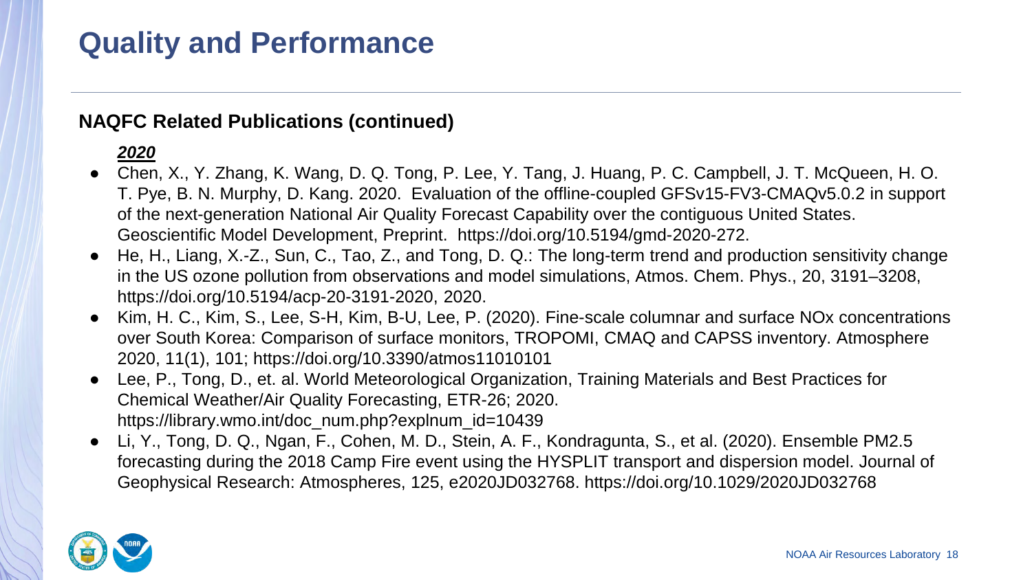# Quality and Performance

## NAQFC Related Publications (continued)

***2020***

- Chen, X., Y. Zhang, K. Wang, D. Q. Tong, P. Lee, Y. Tang, J. Huang, P. C. Campbell, J. T. McQueen, H. O. T. Pye, B. N. Murphy, D. Kang. 2020. Evaluation of the offline-coupled GFSv15-FV3-CMAQv5.0.2 in support of the next-generation National Air Quality Forecast Capability over the contiguous United States. Geoscientific Model Development, Preprint. https://doi.org/10.5194/gmd-2020-272.
- He, H., Liang, X.-Z., Sun, C., Tao, Z., and Tong, D. Q.: The long-term trend and production sensitivity change in the US ozone pollution from observations and model simulations, Atmos. Chem. Phys., 20, 3191–3208, https://doi.org/10.5194/acp-20-3191-2020, 2020.
- Kim, H. C., Kim, S., Lee, S-H, Kim, B-U, Lee, P. (2020). Fine-scale columnar and surface NOx concentrations over South Korea: Comparison of surface monitors, TROPOMI, CMAQ and CAPSS inventory. Atmosphere 2020, 11(1), 101; https://doi.org/10.3390/atmos11010101
- Lee, P., Tong, D., et. al. World Meteorological Organization, Training Materials and Best Practices for Chemical Weather/Air Quality Forecasting, ETR-26; 2020. https://library.wmo.int/doc_num.php?explnum_id=10439
- Li, Y., Tong, D. Q., Ngan, F., Cohen, M. D., Stein, A. F., Kondragunta, S., et al. (2020). Ensemble PM2.5 forecasting during the 2018 Camp Fire event using the HYSPLIT transport and dispersion model. Journal of Geophysical Research: Atmospheres, 125, e2020JD032768. https://doi.org/10.1029/2020JD032768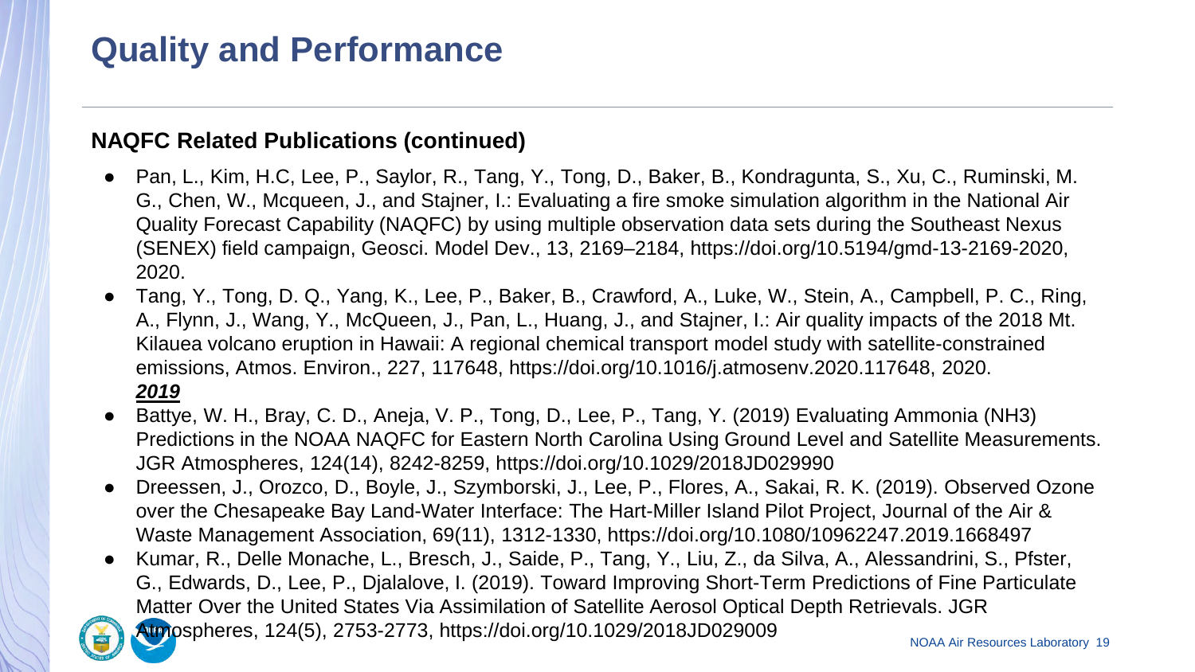# Quality and Performance

**NAQFC Related Publications (continued)**

- Pan, L., Kim, H.C, Lee, P., Saylor, R., Tang, Y., Tong, D., Baker, B., Kondragunta, S., Xu, C., Ruminski, M. G., Chen, W., Mcqueen, J., and Stajner, I.: Evaluating a fire smoke simulation algorithm in the National Air Quality Forecast Capability (NAQFC) by using multiple observation data sets during the Southeast Nexus (SENEX) field campaign, Geosci. Model Dev., 13, 2169–2184, https://doi.org/10.5194/gmd-13-2169-2020, 2020.
- Tang, Y., Tong, D. Q., Yang, K., Lee, P., Baker, B., Crawford, A., Luke, W., Stein, A., Campbell, P. C., Ring, A., Flynn, J., Wang, Y., McQueen, J., Pan, L., Huang, J., and Stajner, I.: Air quality impacts of the 2018 Mt. Kilauea volcano eruption in Hawaii: A regional chemical transport model study with satellite-constrained emissions, Atmos. Environ., 227, 117648, https://doi.org/10.1016/j.atmosenv.2020.117648, 2020.

***2019***

- Battye, W. H., Bray, C. D., Aneja, V. P., Tong, D., Lee, P., Tang, Y. (2019) Evaluating Ammonia ($NH_3$) Predictions in the NOAA NAQFC for Eastern North Carolina Using Ground Level and Satellite Measurements. JGR Atmospheres, 124(14), 8242-8259, https://doi.org/10.1029/2018JD029990
- Dreessen, J., Orozco, D., Boyle, J., Szymborski, J., Lee, P., Flores, A., Sakai, R. K. (2019). Observed Ozone over the Chesapeake Bay Land-Water Interface: The Hart-Miller Island Pilot Project, Journal of the Air & Waste Management Association, 69(11), 1312-1330, https://doi.org/10.1080/10962247.2019.1668497
- Kumar, R., Delle Monache, L., Bresch, J., Saide, P., Tang, Y., Liu, Z., da Silva, A., Alessandrini, S., Pfster, G., Edwards, D., Lee, P., Djalalove, I. (2019). Toward Improving Short-Term Predictions of Fine Particulate Matter Over the United States Via Assimilation of Satellite Aerosol Optical Depth Retrievals. JGR Atmospheres, 124(5), 2753-2773, https://doi.org/10.1029/2018JD029009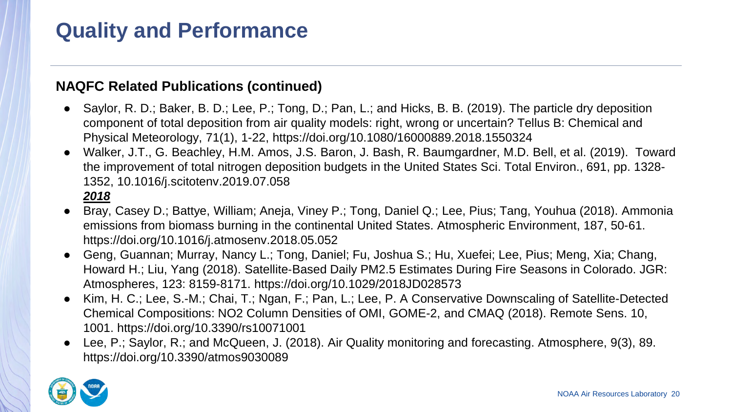# Quality and Performance

**NAQFC Related Publications (continued)**

- Saylor, R. D.; Baker, B. D.; Lee, P.; Tong, D.; Pan, L.; and Hicks, B. B. (2019). The particle dry deposition component of total deposition from air quality models: right, wrong or uncertain? Tellus B: Chemical and Physical Meteorology, 71(1), 1-22, https://doi.org/10.1080/16000889.2018.1550324
- Walker, J.T., G. Beachley, H.M. Amos, J.S. Baron, J. Bash, R. Baumgardner, M.D. Bell, et al. (2019). Toward the improvement of total nitrogen deposition budgets in the United States Sci. Total Environ., 691, pp. 1328-1352, 10.1016/j.scitotenv.2019.07.058

***2018***

- Bray, Casey D.; Battye, William; Aneja, Viney P.; Tong, Daniel Q.; Lee, Pius; Tang, Youhua (2018). Ammonia emissions from biomass burning in the continental United States. Atmospheric Environment, 187, 50-61. https://doi.org/10.1016/j.atmosenv.2018.05.052
- Geng, Guannan; Murray, Nancy L.; Tong, Daniel; Fu, Joshua S.; Hu, Xuefei; Lee, Pius; Meng, Xia; Chang, Howard H.; Liu, Yang (2018). Satellite-Based Daily PM2.5 Estimates During Fire Seasons in Colorado. JGR: Atmospheres, 123: 8159-8171. https://doi.org/10.1029/2018JD028573
- Kim, H. C.; Lee, S.-M.; Chai, T.; Ngan, F.; Pan, L.; Lee, P. A Conservative Downscaling of Satellite-Detected Chemical Compositions: NO2 Column Densities of OMI, GOME-2, and CMAQ (2018). Remote Sens. 10, 1001. https://doi.org/10.3390/rs10071001
- Lee, P.; Saylor, R.; and McQueen, J. (2018). Air Quality monitoring and forecasting. Atmosphere, 9(3), 89. https://doi.org/10.3390/atmos9030089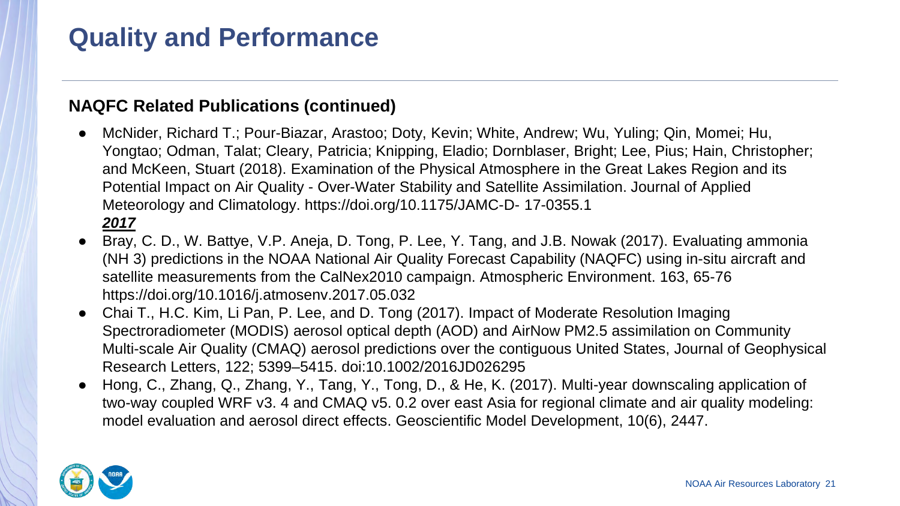# Quality and Performance

**NAQFC Related Publications (continued)**

- McNider, Richard T.; Pour-Biazar, Arastoo; Doty, Kevin; White, Andrew; Wu, Yuling; Qin, Momei; Hu, Yongtao; Odman, Talat; Cleary, Patricia; Knipping, Eladio; Dornblaser, Bright; Lee, Pius; Hain, Christopher; and McKeen, Stuart (2018). Examination of the Physical Atmosphere in the Great Lakes Region and its Potential Impact on Air Quality - Over-Water Stability and Satellite Assimilation. Journal of Applied Meteorology and Climatology. https://doi.org/10.1175/JAMC-D- 17-0355.1

***2017***

- Bray, C. D., W. Battye, V.P. Aneja, D. Tong, P. Lee, Y. Tang, and J.B. Nowak (2017). Evaluating ammonia (NH 3) predictions in the NOAA National Air Quality Forecast Capability (NAQFC) using in-situ aircraft and satellite measurements from the CalNex2010 campaign. Atmospheric Environment. 163, 65-76 https://doi.org/10.1016/j.atmosenv.2017.05.032
- Chai T., H.C. Kim, Li Pan, P. Lee, and D. Tong (2017). Impact of Moderate Resolution Imaging Spectroradiometer (MODIS) aerosol optical depth (AOD) and AirNow PM2.5 assimilation on Community Multi-scale Air Quality (CMAQ) aerosol predictions over the contiguous United States, Journal of Geophysical Research Letters, 122; 5399–5415. doi:10.1002/2016JD026295
- Hong, C., Zhang, Q., Zhang, Y., Tang, Y., Tong, D., & He, K. (2017). Multi-year downscaling application of two-way coupled WRF v3. 4 and CMAQ v5. 0.2 over east Asia for regional climate and air quality modeling: model evaluation and aerosol direct effects. Geoscientific Model Development, 10(6), 2447.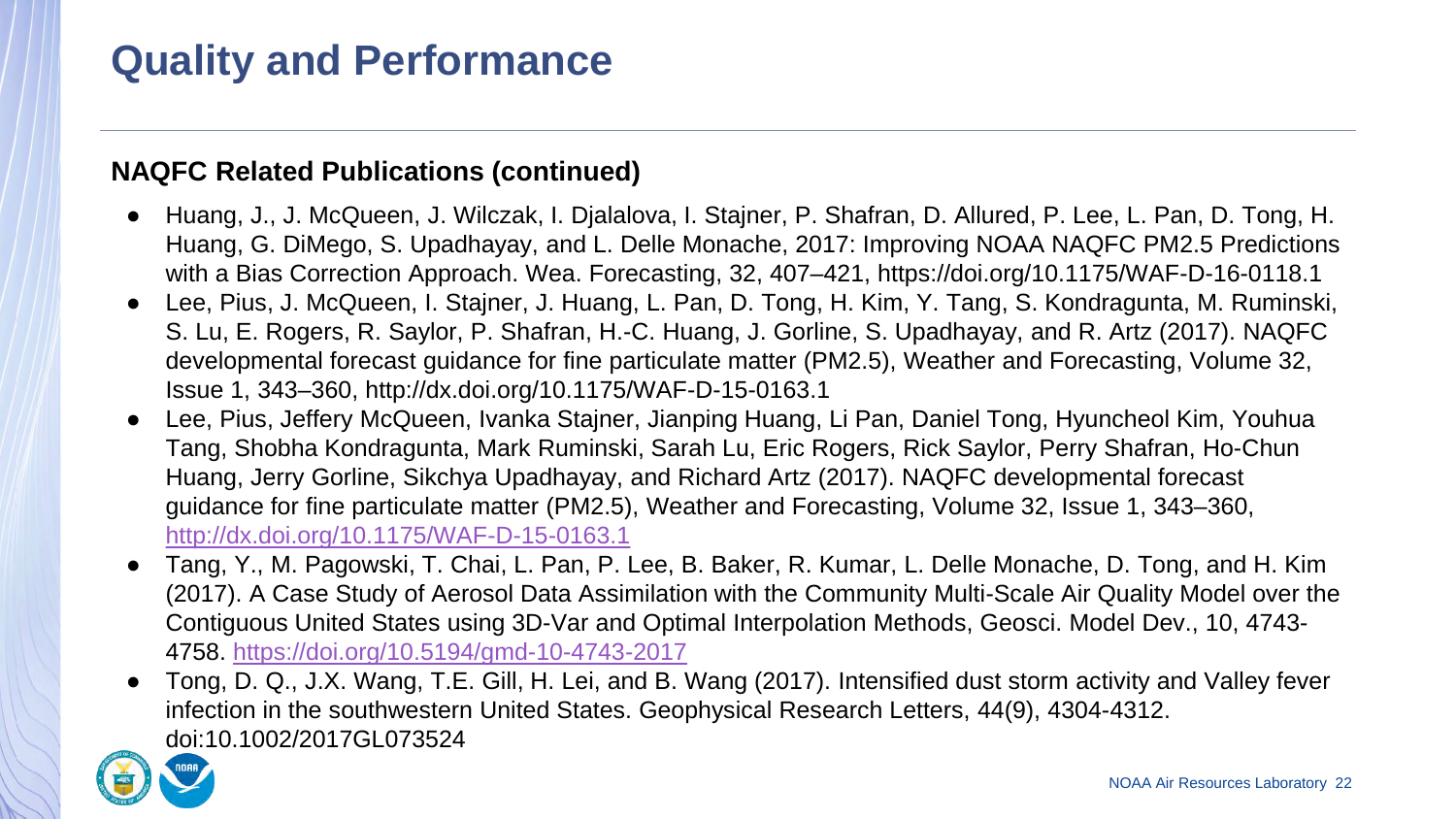# Quality and Performance

**NAQFC Related Publications (continued)**

- Huang, J., J. McQueen, J. Wilczak, I. Djalalova, I. Stajner, P. Shafran, D. Allured, P. Lee, L. Pan, D. Tong, H. Huang, G. DiMego, S. Upadhayay, and L. Delle Monache, 2017: Improving NOAA NAQFC PM2.5 Predictions with a Bias Correction Approach. Wea. Forecasting, 32, 407–421, https://doi.org/10.1175/WAF-D-16-0118.1
- Lee, Pius, J. McQueen, I. Stajner, J. Huang, L. Pan, D. Tong, H. Kim, Y. Tang, S. Kondragunta, M. Ruminski, S. Lu, E. Rogers, R. Saylor, P. Shafran, H.-C. Huang, J. Gorline, S. Upadhayay, and R. Artz (2017). NAQFC developmental forecast guidance for fine particulate matter (PM2.5), Weather and Forecasting, Volume 32, Issue 1, 343–360, http://dx.doi.org/10.1175/WAF-D-15-0163.1
- Lee, Pius, Jeffery McQueen, Ivanka Stajner, Jianping Huang, Li Pan, Daniel Tong, Hyuncheol Kim, Youhua Tang, Shobha Kondragunta, Mark Ruminski, Sarah Lu, Eric Rogers, Rick Saylor, Perry Shafran, Ho-Chun Huang, Jerry Gorline, Sikchya Upadhayay, and Richard Artz (2017). NAQFC developmental forecast guidance for fine particulate matter (PM2.5), Weather and Forecasting, Volume 32, Issue 1, 343–360, http://dx.doi.org/10.1175/WAF-D-15-0163.1
- Tang, Y., M. Pagowski, T. Chai, L. Pan, P. Lee, B. Baker, R. Kumar, L. Delle Monache, D. Tong, and H. Kim (2017). A Case Study of Aerosol Data Assimilation with the Community Multi-Scale Air Quality Model over the Contiguous United States using 3D-Var and Optimal Interpolation Methods, Geosci. Model Dev., 10, 4743-4758. https://doi.org/10.5194/gmd-10-4743-2017
- Tong, D. Q., J.X. Wang, T.E. Gill, H. Lei, and B. Wang (2017). Intensified dust storm activity and Valley fever infection in the southwestern United States. Geophysical Research Letters, 44(9), 4304-4312. doi:10.1002/2017GL073524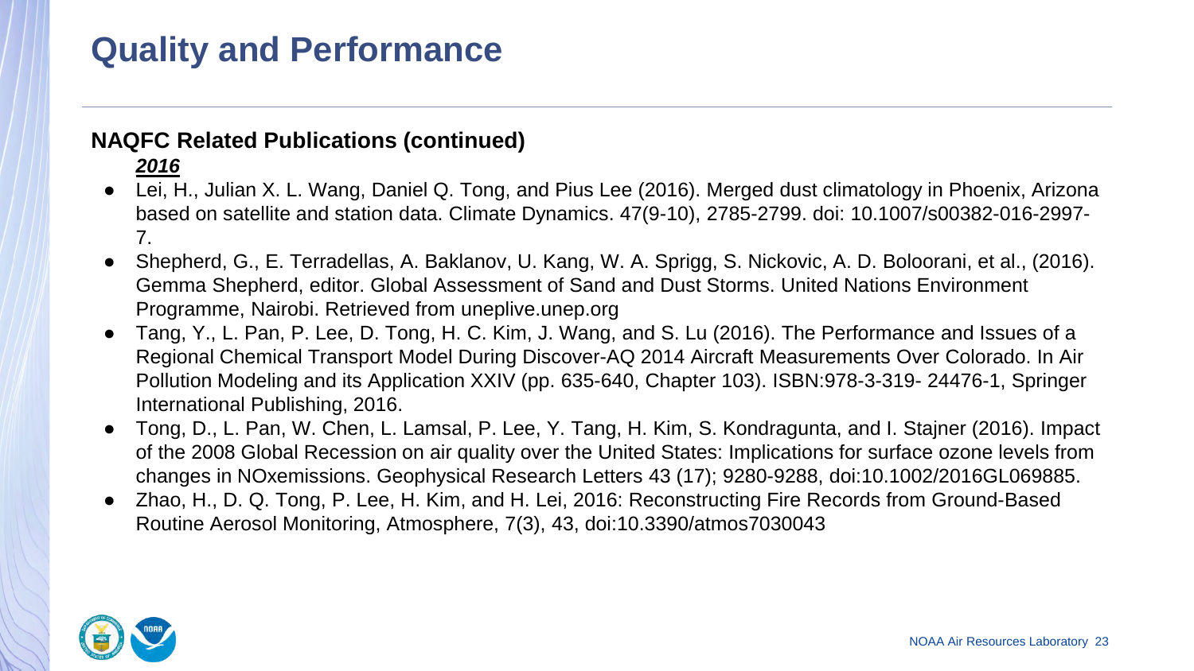# Quality and Performance

**NAQFC Related Publications (continued)**

***2016***

- Lei, H., Julian X. L. Wang, Daniel Q. Tong, and Pius Lee (2016). Merged dust climatology in Phoenix, Arizona based on satellite and station data. Climate Dynamics. 47(9-10), 2785-2799. doi: 10.1007/s00382-016-2997-7.
- Shepherd, G., E. Terradellas, A. Baklanov, U. Kang, W. A. Sprigg, S. Nickovic, A. D. Boloorani, et al., (2016). Gemma Shepherd, editor. Global Assessment of Sand and Dust Storms. United Nations Environment Programme, Nairobi. Retrieved from uneplive.unep.org
- Tang, Y., L. Pan, P. Lee, D. Tong, H. C. Kim, J. Wang, and S. Lu (2016). The Performance and Issues of a Regional Chemical Transport Model During Discover-AQ 2014 Aircraft Measurements Over Colorado. In Air Pollution Modeling and its Application XXIV (pp. 635-640, Chapter 103). ISBN:978-3-319- 24476-1, Springer International Publishing, 2016.
- Tong, D., L. Pan, W. Chen, L. Lamsal, P. Lee, Y. Tang, H. Kim, S. Kondragunta, and I. Stajner (2016). Impact of the 2008 Global Recession on air quality over the United States: Implications for surface ozone levels from changes in NOxemissions. Geophysical Research Letters 43 (17); 9280-9288, doi:10.1002/2016GL069885.
- Zhao, H., D. Q. Tong, P. Lee, H. Kim, and H. Lei, 2016: Reconstructing Fire Records from Ground-Based Routine Aerosol Monitoring, Atmosphere, 7(3), 43, doi:10.3390/atmos7030043